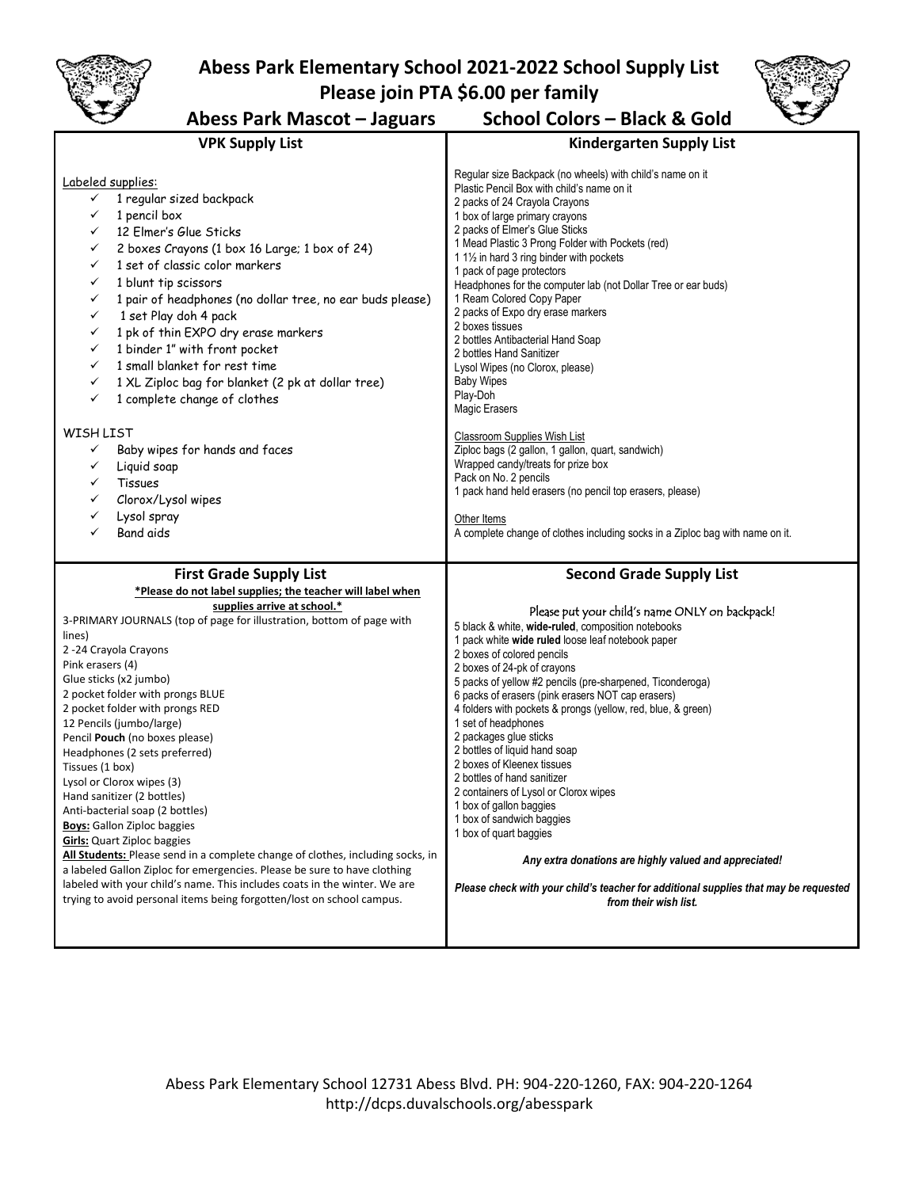# Abess Park Elementary School 2021-2022 School Supply List

**Please join PTA $6.00 per family**

**Abess Park Mascot – Jaguars School Colors – Black & Gold**

## VPK Supply List

Labeled supplies:

- ✓ 1 regular sized backpack
- ✓ 1 pencil box
- ✓ 12 Elmer's Glue Sticks
- ✓ 2 boxes Crayons (1 box 16 Large; 1 box of 24)
- ✓ 1 set of classic color markers
- ✓ 1 blunt tip scissors
- ✓ 1 pair of headphones (no dollar tree, no ear buds please)
- ✓ 1 set Play doh 4 pack
- ✓ 1 pk of thin EXPO dry erase markers
- ✓ 1 binder 1" with front pocket
- ✓ 1 small blanket for rest time
- ✓ 1 XL Ziploc bag for blanket (2 pk at dollar tree)
- ✓ 1 complete change of clothes

WISH LIST

- ✓ Baby wipes for hands and faces
- ✓ Liquid soap
- ✓ Tissues
- ✓ Clorox/Lysol wipes
- ✓ Lysol spray
- ✓ Band aids

## Kindergarten Supply List

Regular size Backpack (no wheels) with child's name on it
Plastic Pencil Box with child's name on it
2 packs of 24 Crayola Crayons
1 box of large primary crayons
2 packs of Elmer's Glue Sticks
1 Mead Plastic 3 Prong Folder with Pockets (red)
1 1½ in hard 3 ring binder with pockets
1 pack of page protectors
Headphones for the computer lab (not Dollar Tree or ear buds)
1 Ream Colored Copy Paper
2 packs of Expo dry erase markers
2 boxes tissues
2 bottles Antibacterial Hand Soap
2 bottles Hand Sanitizer
Lysol Wipes (no Clorox, please)
Baby Wipes
Play-Doh
Magic Erasers

Classroom Supplies Wish List
Ziploc bags (2 gallon, 1 gallon, quart, sandwich)
Wrapped candy/treats for prize box
Pack on No. 2 pencils
1 pack hand held erasers (no pencil top erasers, please)

Other Items
A complete change of clothes including socks in a Ziploc bag with name on it.

## First Grade Supply List

**\*Please do not label supplies; the teacher will label when supplies arrive at school.\***

3-PRIMARY JOURNALS (top of page for illustration, bottom of page with lines)
2 -24 Crayola Crayons
Pink erasers (4)
Glue sticks (x2 jumbo)
2 pocket folder with prongs BLUE
2 pocket folder with prongs RED
12 Pencils (jumbo/large)
Pencil **Pouch** (no boxes please)
Headphones (2 sets preferred)
Tissues (1 box)
Lysol or Clorox wipes (3)
Hand sanitizer (2 bottles)
Anti-bacterial soap (2 bottles)
**Boys:** Gallon Ziploc baggies
**Girls:** Quart Ziploc baggies
**All Students:** Please send in a complete change of clothes, including socks, in a labeled Gallon Ziploc for emergencies. Please be sure to have clothing labeled with your child's name. This includes coats in the winter. We are trying to avoid personal items being forgotten/lost on school campus.

## Second Grade Supply List

Please put your child's name ONLY on backpack!

5 black & white, **wide-ruled**, composition notebooks
1 pack white **wide ruled** loose leaf notebook paper
2 boxes of colored pencils
2 boxes of 24-pk of crayons
5 packs of yellow #2 pencils (pre-sharpened, Ticonderoga)
6 packs of erasers (pink erasers NOT cap erasers)
4 folders with pockets & prongs (yellow, red, blue, & green)
1 set of headphones
2 packages glue sticks
2 bottles of liquid hand soap
2 boxes of Kleenex tissues
2 bottles of hand sanitizer
2 containers of Lysol or Clorox wipes
1 box of gallon baggies
1 box of sandwich baggies
1 box of quart baggies

***Any extra donations are highly valued and appreciated!***

***Please check with your child's teacher for additional supplies that may be requested from their wish list.***

Abess Park Elementary School 12731 Abess Blvd. PH: 904-220-1260, FAX: 904-220-1264
http://dcps.duvalschools.org/abesspark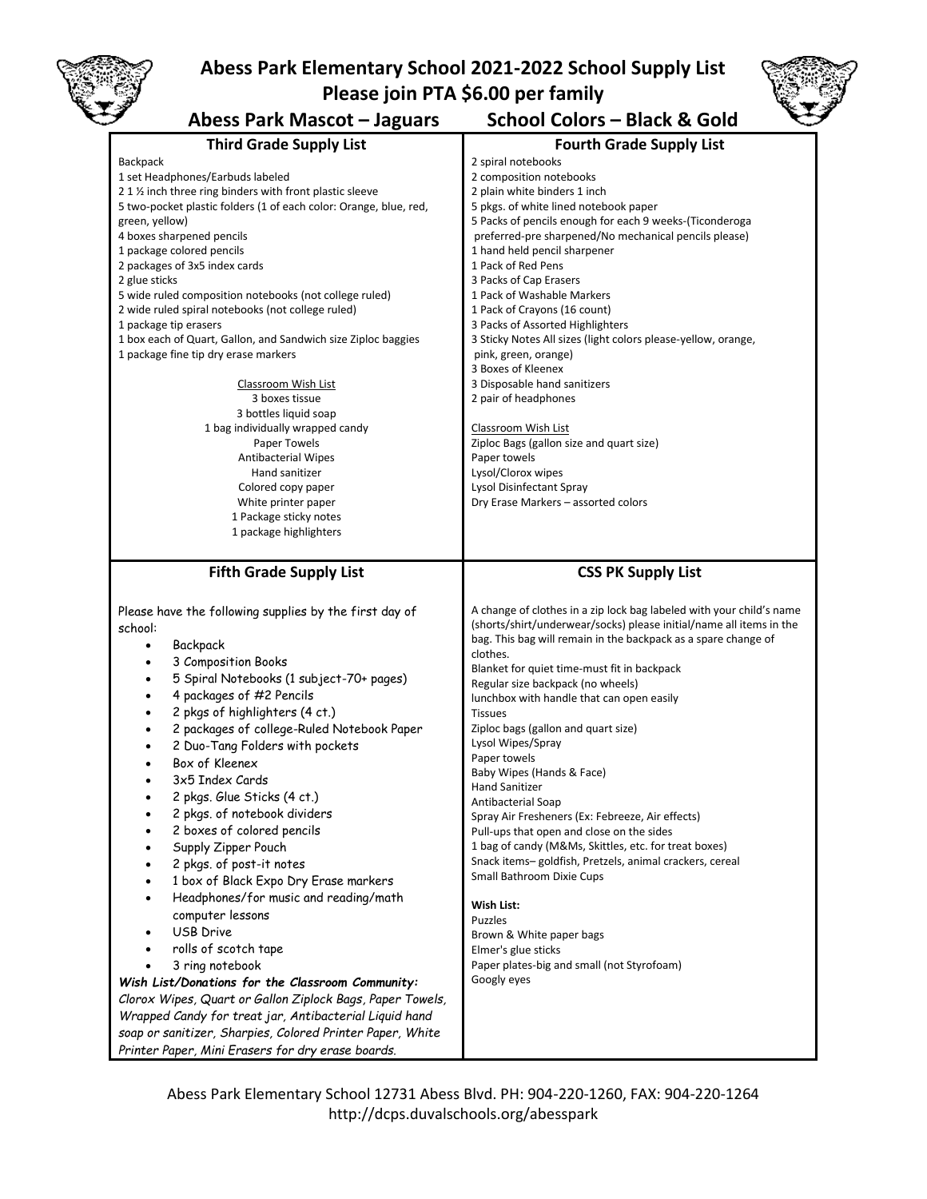# Abess Park Elementary School 2021-2022 School Supply List

## Please join PTA $6.00 per family

## Abess Park Mascot – Jaguars    School Colors – Black & Gold

### Third Grade Supply List

Backpack
1 set Headphones/Earbuds labeled
2 1 ½ inch three ring binders with front plastic sleeve
5 two-pocket plastic folders (1 of each color: Orange, blue, red, green, yellow)
4 boxes sharpened pencils
1 package colored pencils
2 packages of 3x5 index cards
2 glue sticks
5 wide ruled composition notebooks (not college ruled)
2 wide ruled spiral notebooks (not college ruled)
1 package tip erasers
1 box each of Quart, Gallon, and Sandwich size Ziploc baggies
1 package fine tip dry erase markers

Classroom Wish List
3 boxes tissue
3 bottles liquid soap
1 bag individually wrapped candy
Paper Towels
Antibacterial Wipes
Hand sanitizer
Colored copy paper
White printer paper
1 Package sticky notes
1 package highlighters

### Fourth Grade Supply List

2 spiral notebooks
2 composition notebooks
2 plain white binders 1 inch
5 pkgs. of white lined notebook paper
5 Packs of pencils enough for each 9 weeks-(Ticonderoga preferred-pre sharpened/No mechanical pencils please)
1 hand held pencil sharpener
1 Pack of Red Pens
3 Packs of Cap Erasers
1 Pack of Washable Markers
1 Pack of Crayons (16 count)
3 Packs of Assorted Highlighters
3 Sticky Notes All sizes (light colors please-yellow, orange, pink, green, orange)
3 Boxes of Kleenex
3 Disposable hand sanitizers
2 pair of headphones

Classroom Wish List
Ziploc Bags (gallon size and quart size)
Paper towels
Lysol/Clorox wipes
Lysol Disinfectant Spray
Dry Erase Markers – assorted colors

### Fifth Grade Supply List

Please have the following supplies by the first day of school:

- Backpack
- 3 Composition Books
- 5 Spiral Notebooks (1 subject-70+ pages)
- 4 packages of #2 Pencils
- 2 pkgs of highlighters (4 ct.)
- 2 packages of college-Ruled Notebook Paper
- 2 Duo-Tang Folders with pockets
- Box of Kleenex
- 3x5 Index Cards
- 2 pkgs. Glue Sticks (4 ct.)
- 2 pkgs. of notebook dividers
- 2 boxes of colored pencils
- Supply Zipper Pouch
- 2 pkgs. of post-it notes
- 1 box of Black Expo Dry Erase markers
- Headphones/for music and reading/math computer lessons
- USB Drive
- rolls of scotch tape
- 3 ring notebook

***Wish List/Donations for the Classroom Community:***
*Clorox Wipes, Quart or Gallon Ziplock Bags, Paper Towels, Wrapped Candy for treat jar, Antibacterial Liquid hand soap or sanitizer, Sharpies, Colored Printer Paper, White Printer Paper, Mini Erasers for dry erase boards.*

### CSS PK Supply List

A change of clothes in a zip lock bag labeled with your child's name (shorts/shirt/underwear/socks) please initial/name all items in the bag. This bag will remain in the backpack as a spare change of clothes.
Blanket for quiet time-must fit in backpack
Regular size backpack (no wheels)
lunchbox with handle that can open easily
Tissues
Ziploc bags (gallon and quart size)
Lysol Wipes/Spray
Paper towels
Baby Wipes (Hands & Face)
Hand Sanitizer
Antibacterial Soap
Spray Air Fresheners (Ex: Febreeze, Air effects)
Pull-ups that open and close on the sides
1 bag of candy (M&Ms, Skittles, etc. for treat boxes)
Snack items– goldfish, Pretzels, animal crackers, cereal
Small Bathroom Dixie Cups

**Wish List:**
Puzzles
Brown & White paper bags
Elmer's glue sticks
Paper plates-big and small (not Styrofoam)
Googly eyes

Abess Park Elementary School 12731 Abess Blvd. PH: 904-220-1260, FAX: 904-220-1264
http://dcps.duvalschools.org/abesspark